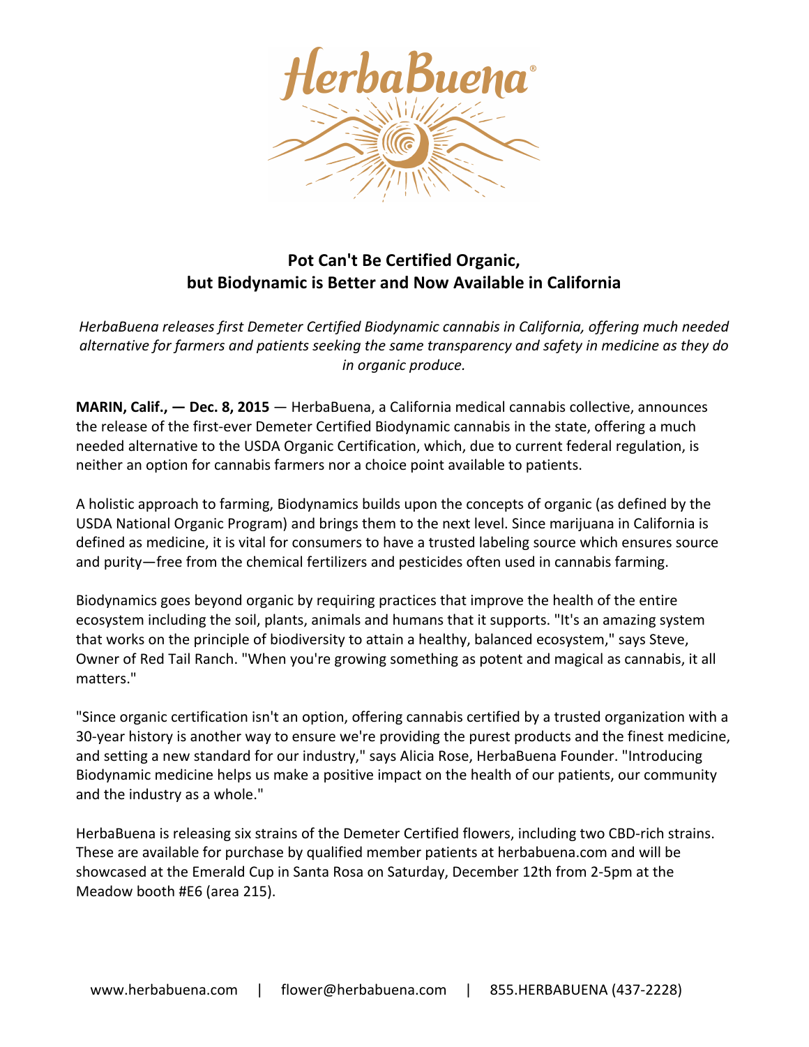# Pot Can't Be Certified Organic, but Biodynamic is Better and Now Available in California

*HerbaBuena releases first Demeter Certified Biodynamic cannabis in California, offering much needed alternative for farmers and patients seeking the same transparency and safety in medicine as they do in organic produce.*

**MARIN, Calif., — Dec. 8, 2015** — HerbaBuena, a California medical cannabis collective, announces the release of the first-ever Demeter Certified Biodynamic cannabis in the state, offering a much needed alternative to the USDA Organic Certification, which, due to current federal regulation, is neither an option for cannabis farmers nor a choice point available to patients.

A holistic approach to farming, Biodynamics builds upon the concepts of organic (as defined by the USDA National Organic Program) and brings them to the next level. Since marijuana in California is defined as medicine, it is vital for consumers to have a trusted labeling source which ensures source and purity—free from the chemical fertilizers and pesticides often used in cannabis farming.

Biodynamics goes beyond organic by requiring practices that improve the health of the entire ecosystem including the soil, plants, animals and humans that it supports. "It's an amazing system that works on the principle of biodiversity to attain a healthy, balanced ecosystem," says Steve, Owner of Red Tail Ranch. "When you're growing something as potent and magical as cannabis, it all matters."

"Since organic certification isn't an option, offering cannabis certified by a trusted organization with a 30-year history is another way to ensure we're providing the purest products and the finest medicine, and setting a new standard for our industry," says Alicia Rose, HerbaBuena Founder. "Introducing Biodynamic medicine helps us make a positive impact on the health of our patients, our community and the industry as a whole."

HerbaBuena is releasing six strains of the Demeter Certified flowers, including two CBD-rich strains. These are available for purchase by qualified member patients at herbabuena.com and will be showcased at the Emerald Cup in Santa Rosa on Saturday, December 12th from 2-5pm at the Meadow booth #E6 (area 215).

www.herbabuena.com | flower@herbabuena.com | 855.HERBABUENA (437-2228)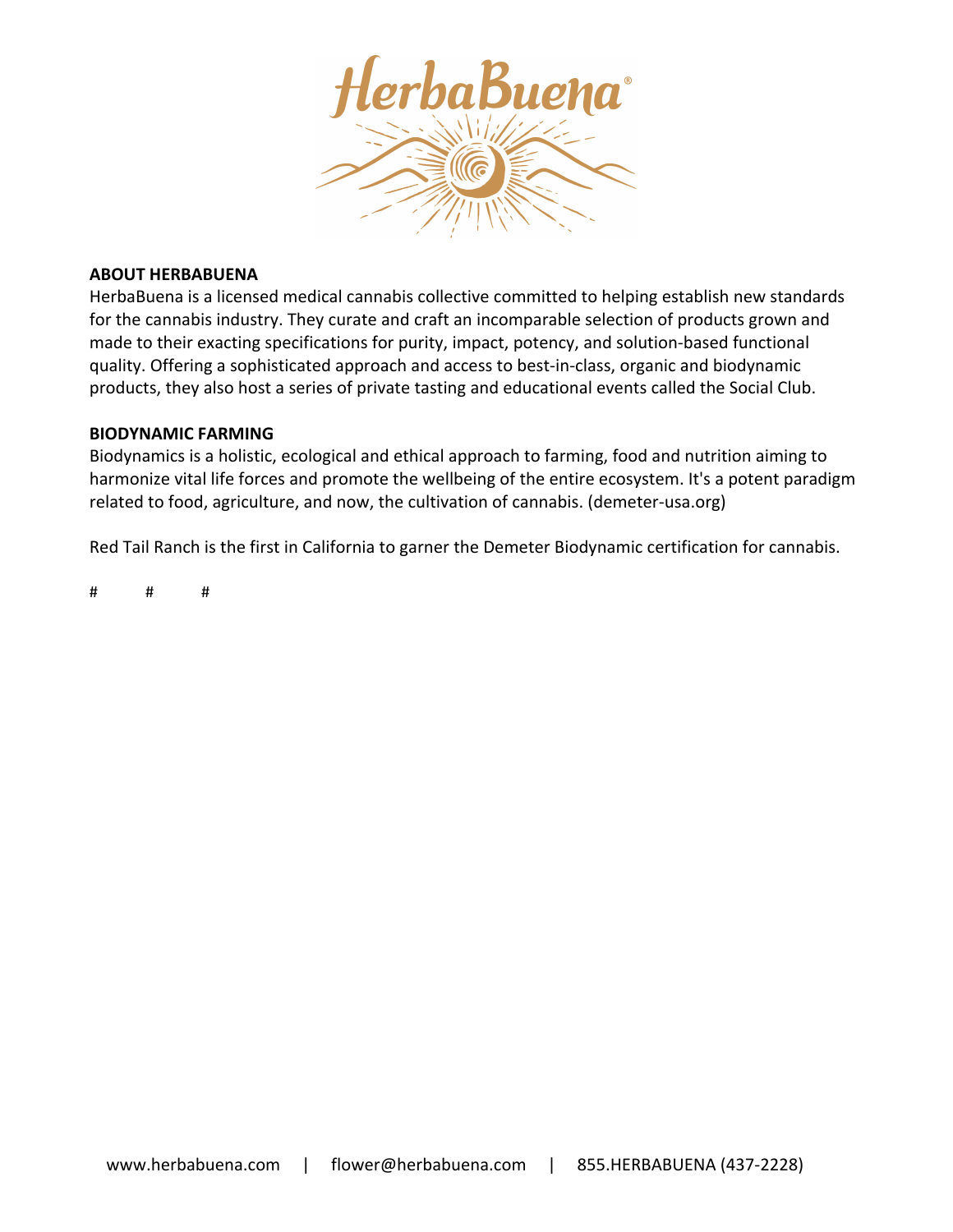**ABOUT HERBABUENA**

HerbaBuena is a licensed medical cannabis collective committed to helping establish new standards for the cannabis industry. They curate and craft an incomparable selection of products grown and made to their exacting specifications for purity, impact, potency, and solution-based functional quality. Offering a sophisticated approach and access to best-in-class, organic and biodynamic products, they also host a series of private tasting and educational events called the Social Club.

**BIODYNAMIC FARMING**

Biodynamics is a holistic, ecological and ethical approach to farming, food and nutrition aiming to harmonize vital life forces and promote the wellbeing of the entire ecosystem. It's a potent paradigm related to food, agriculture, and now, the cultivation of cannabis. (demeter-usa.org)

Red Tail Ranch is the first in California to garner the Demeter Biodynamic certification for cannabis.

# # #

www.herbabuena.com | flower@herbabuena.com | 855.HERBABUENA (437-2228)